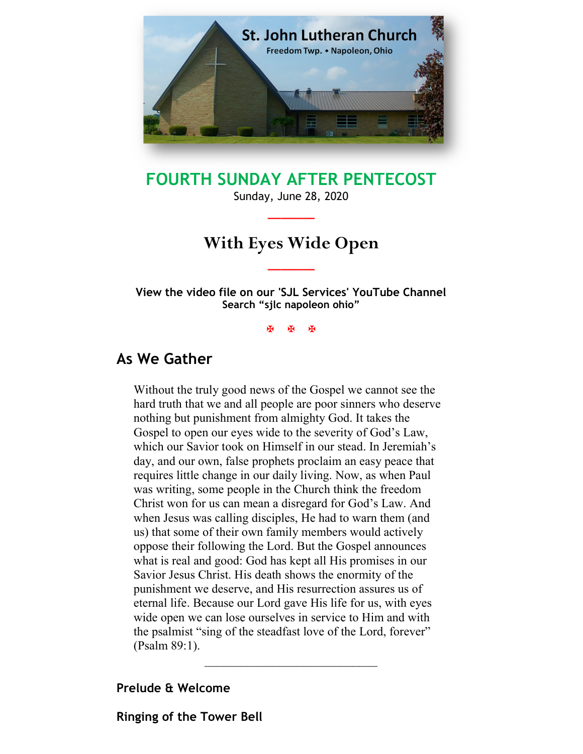St. John Lutheran Church

Freedom Twp. • Napoleon, Ohio

# FOURTH SUNDAY AFTER PENTECOST

Sunday, June 28, 2020

## With Eyes Wide Open

**View the video file on our 'SJL Services' YouTube Channel**
**Search "sjlc napoleon ohio"**

✠ ✠ ✠

## As We Gather

Without the truly good news of the Gospel we cannot see the hard truth that we and all people are poor sinners who deserve nothing but punishment from almighty God. It takes the Gospel to open our eyes wide to the severity of God's Law, which our Savior took on Himself in our stead. In Jeremiah's day, and our own, false prophets proclaim an easy peace that requires little change in our daily living. Now, as when Paul was writing, some people in the Church think the freedom Christ won for us can mean a disregard for God's Law. And when Jesus was calling disciples, He had to warn them (and us) that some of their own family members would actively oppose their following the Lord. But the Gospel announces what is real and good: God has kept all His promises in our Savior Jesus Christ. His death shows the enormity of the punishment we deserve, and His resurrection assures us of eternal life. Because our Lord gave His life for us, with eyes wide open we can lose ourselves in service to Him and with the psalmist "sing of the steadfast love of the Lord, forever" (Psalm 89:1).

---

**Prelude & Welcome**

**Ringing of the Tower Bell**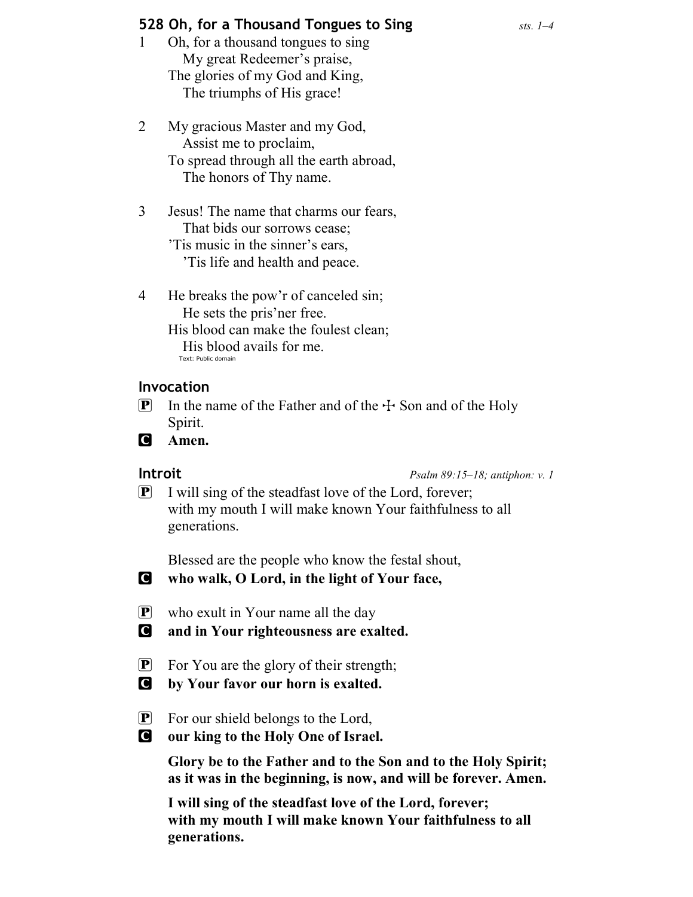### 528 Oh, for a Thousand Tongues to Sing

*sts. 1–4*

1 Oh, for a thousand tongues to sing
  My great Redeemer's praise,
The glories of my God and King,
  The triumphs of His grace!

2 My gracious Master and my God,
  Assist me to proclaim,
To spread through all the earth abroad,
  The honors of Thy name.

3 Jesus! The name that charms our fears,
  That bids our sorrows cease;
'Tis music in the sinner's ears,
  'Tis life and health and peace.

4 He breaks the pow'r of canceled sin;
  He sets the pris'ner free.
His blood can make the foulest clean;
  His blood avails for me.

Text: Public domain

### Invocation

P In the name of the Father and of the ☩ Son and of the Holy Spirit.

C **Amen.**

### Introit

*Psalm 89:15–18; antiphon: v. 1*

P I will sing of the steadfast love of the Lord, forever;
with my mouth I will make known Your faithfulness to all generations.

Blessed are the people who know the festal shout,

C **who walk, O Lord, in the light of Your face,**

P who exult in Your name all the day

C **and in Your righteousness are exalted.**

P For You are the glory of their strength;

C **by Your favor our horn is exalted.**

P For our shield belongs to the Lord,

C **our king to the Holy One of Israel.**

**Glory be to the Father and to the Son and to the Holy Spirit;
as it was in the beginning, is now, and will be forever. Amen.**

**I will sing of the steadfast love of the Lord, forever;
with my mouth I will make known Your faithfulness to all generations.**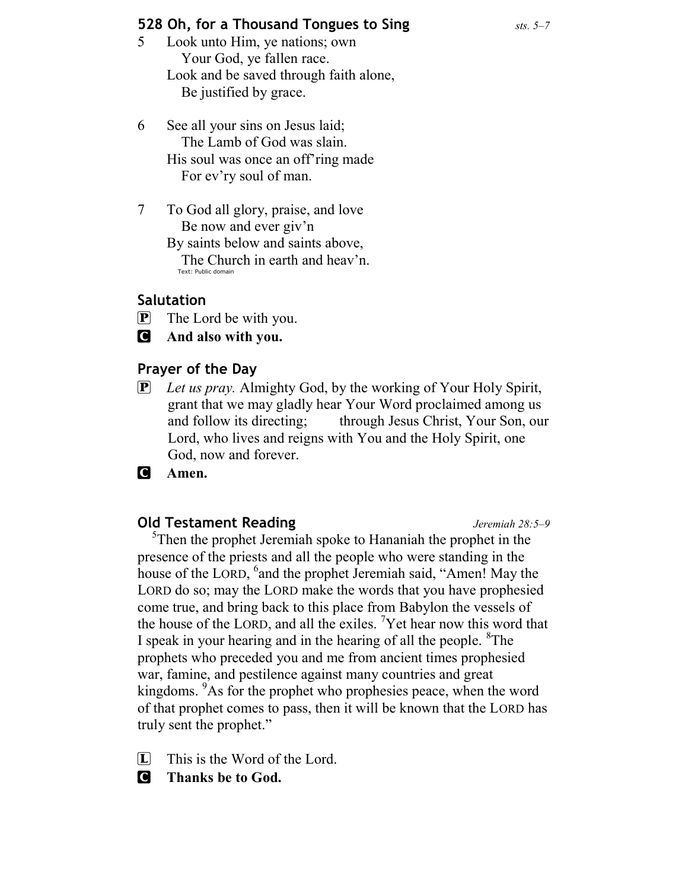## 528 Oh, for a Thousand Tongues to Sing *sts. 5–7*

5 Look unto Him, ye nations; own
Your God, ye fallen race.
Look and be saved through faith alone,
Be justified by grace.

6 See all your sins on Jesus laid;
The Lamb of God was slain.
His soul was once an off'ring made
For ev'ry soul of man.

7 To God all glory, praise, and love
Be now and ever giv'n
By saints below and saints above,
The Church in earth and heav'n.

Text: Public domain

## Salutation

P The Lord be with you.

C **And also with you.**

## Prayer of the Day

P *Let us pray.* Almighty God, by the working of Your Holy Spirit, grant that we may gladly hear Your Word proclaimed among us and follow its directing; through Jesus Christ, Your Son, our Lord, who lives and reigns with You and the Holy Spirit, one God, now and forever.

C **Amen.**

## Old Testament Reading *Jeremiah 28:5–9*

[5]Then the prophet Jeremiah spoke to Hananiah the prophet in the presence of the priests and all the people who were standing in the house of the LORD, [6]and the prophet Jeremiah said, "Amen! May the LORD do so; may the LORD make the words that you have prophesied come true, and bring back to this place from Babylon the vessels of the house of the LORD, and all the exiles. [7]Yet hear now this word that I speak in your hearing and in the hearing of all the people. [8]The prophets who preceded you and me from ancient times prophesied war, famine, and pestilence against many countries and great kingdoms. [9]As for the prophet who prophesies peace, when the word of that prophet comes to pass, then it will be known that the LORD has truly sent the prophet."

L This is the Word of the Lord.

C **Thanks be to God.**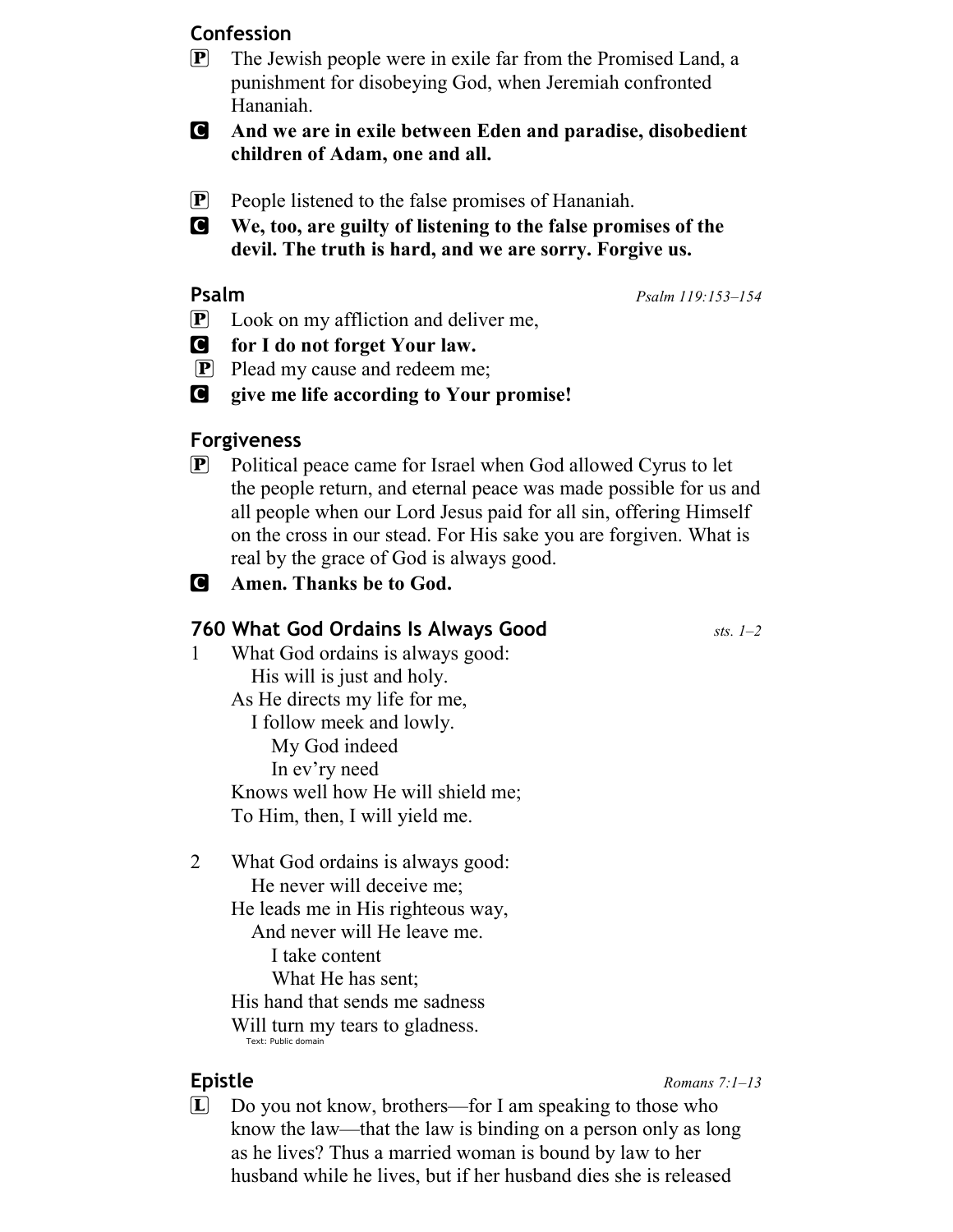## Confession

**P** The Jewish people were in exile far from the Promised Land, a punishment for disobeying God, when Jeremiah confronted Hananiah.

**C** **And we are in exile between Eden and paradise, disobedient children of Adam, one and all.**

**P** People listened to the false promises of Hananiah.

**C** **We, too, are guilty of listening to the false promises of the devil. The truth is hard, and we are sorry. Forgive us.**

## Psalm

*Psalm 119:153–154*

**P** Look on my affliction and deliver me,

**C** **for I do not forget Your law.**

**P** Plead my cause and redeem me;

**C** **give me life according to Your promise!**

## Forgiveness

**P** Political peace came for Israel when God allowed Cyrus to let the people return, and eternal peace was made possible for us and all people when our Lord Jesus paid for all sin, offering Himself on the cross in our stead. For His sake you are forgiven. What is real by the grace of God is always good.

**C** **Amen. Thanks be to God.**

## 760 What God Ordains Is Always Good

*sts. 1–2*

1 What God ordains is always good:
His will is just and holy.
As He directs my life for me,
I follow meek and lowly.
My God indeed
In ev'ry need
Knows well how He will shield me;
To Him, then, I will yield me.

2 What God ordains is always good:
He never will deceive me;
He leads me in His righteous way,
And never will He leave me.
I take content
What He has sent;
His hand that sends me sadness
Will turn my tears to gladness.

Text: Public domain

## Epistle

*Romans 7:1–13*

**L** Do you not know, brothers—for I am speaking to those who know the law—that the law is binding on a person only as long as he lives? Thus a married woman is bound by law to her husband while he lives, but if her husband dies she is released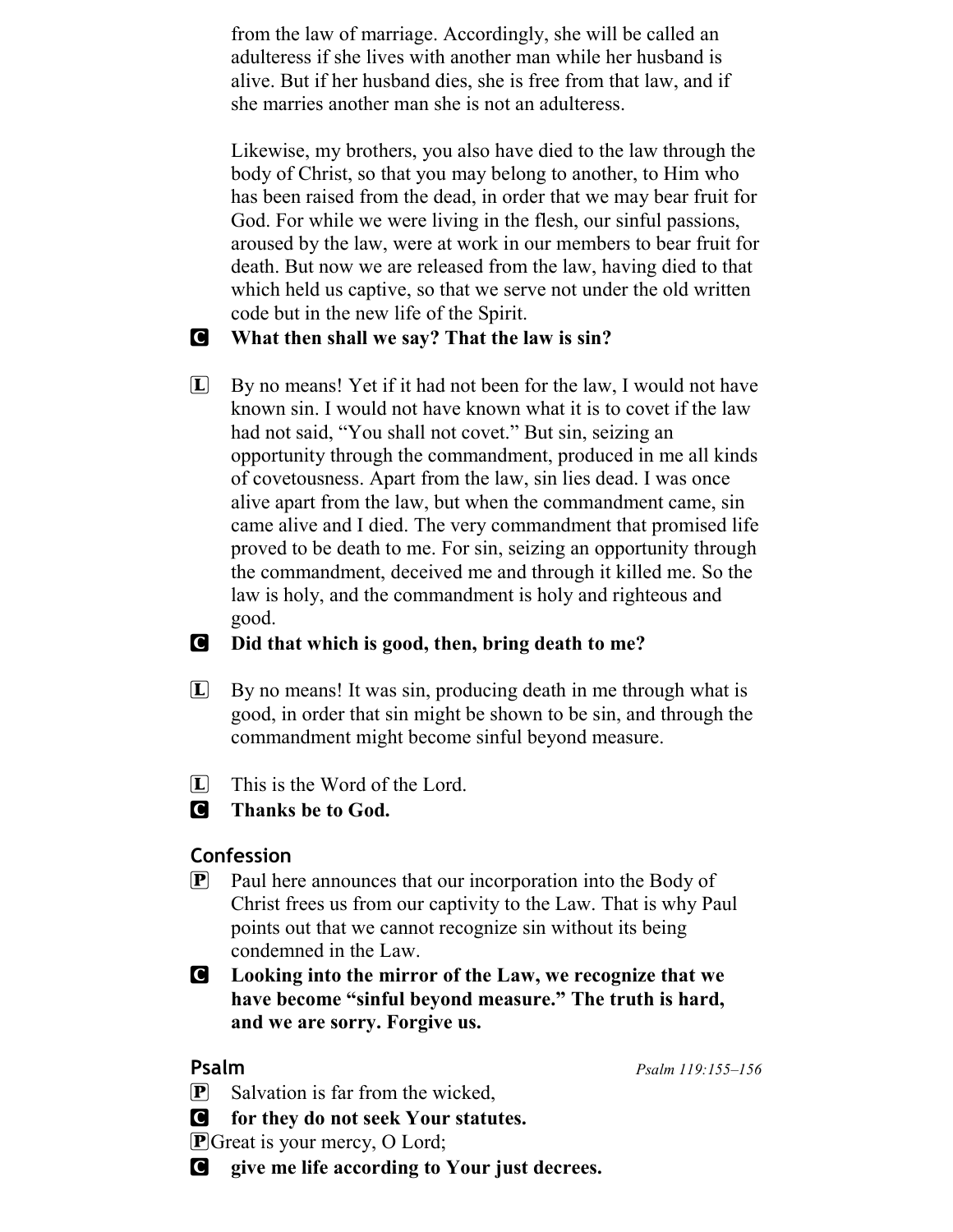from the law of marriage. Accordingly, she will be called an adulteress if she lives with another man while her husband is alive. But if her husband dies, she is free from that law, and if she marries another man she is not an adulteress.

Likewise, my brothers, you also have died to the law through the body of Christ, so that you may belong to another, to Him who has been raised from the dead, in order that we may bear fruit for God. For while we were living in the flesh, our sinful passions, aroused by the law, were at work in our members to bear fruit for death. But now we are released from the law, having died to that which held us captive, so that we serve not under the old written code but in the new life of the Spirit.

C **What then shall we say? That the law is sin?**

L By no means! Yet if it had not been for the law, I would not have known sin. I would not have known what it is to covet if the law had not said, "You shall not covet." But sin, seizing an opportunity through the commandment, produced in me all kinds of covetousness. Apart from the law, sin lies dead. I was once alive apart from the law, but when the commandment came, sin came alive and I died. The very commandment that promised life proved to be death to me. For sin, seizing an opportunity through the commandment, deceived me and through it killed me. So the law is holy, and the commandment is holy and righteous and good.

C **Did that which is good, then, bring death to me?**

L By no means! It was sin, producing death in me through what is good, in order that sin might be shown to be sin, and through the commandment might become sinful beyond measure.

L This is the Word of the Lord.

C **Thanks be to God.**

## Confession

P Paul here announces that our incorporation into the Body of Christ frees us from our captivity to the Law. That is why Paul points out that we cannot recognize sin without its being condemned in the Law.

C **Looking into the mirror of the Law, we recognize that we have become "sinful beyond measure." The truth is hard, and we are sorry. Forgive us.**

## Psalm

*Psalm 119:155–156*

P Salvation is far from the wicked,

C **for they do not seek Your statutes.**

P Great is your mercy, O Lord;

C **give me life according to Your just decrees.**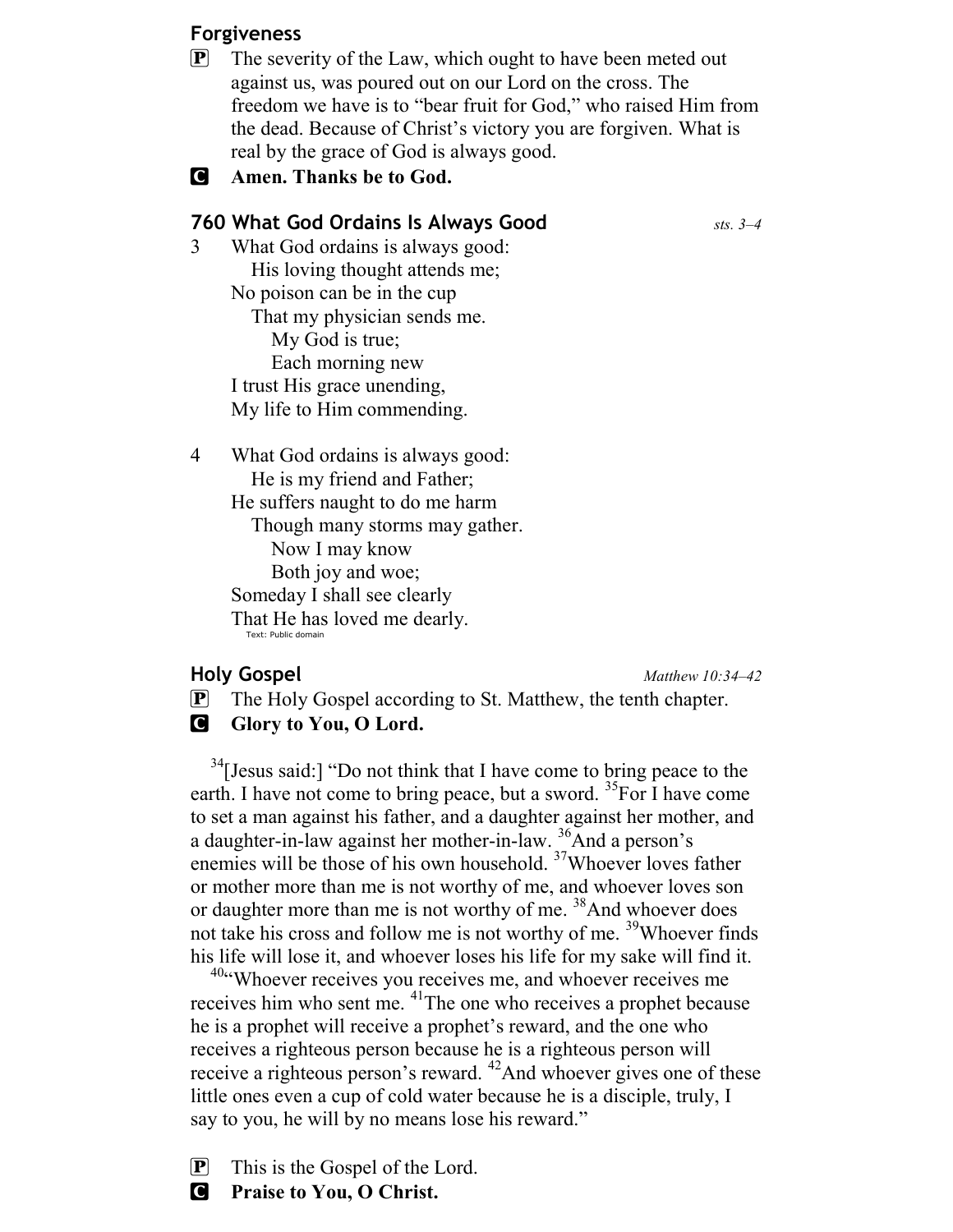### Forgiveness

**P** The severity of the Law, which ought to have been meted out against us, was poured out on our Lord on the cross. The freedom we have is to "bear fruit for God," who raised Him from the dead. Because of Christ's victory you are forgiven. What is real by the grace of God is always good.

**C** **Amen. Thanks be to God.**

### 760 What God Ordains Is Always Good

*sts. 3–4*

3 What God ordains is always good:
His loving thought attends me;
No poison can be in the cup
That my physician sends me.
My God is true;
Each morning new
I trust His grace unending,
My life to Him commending.

4 What God ordains is always good:
He is my friend and Father;
He suffers naught to do me harm
Though many storms may gather.
Now I may know
Both joy and woe;
Someday I shall see clearly
That He has loved me dearly.

Text: Public domain

### Holy Gospel

*Matthew 10:34–42*

**P** The Holy Gospel according to St. Matthew, the tenth chapter.

**C** **Glory to You, O Lord.**

[34][Jesus said:] "Do not think that I have come to bring peace to the earth. I have not come to bring peace, but a sword. [35]For I have come to set a man against his father, and a daughter against her mother, and a daughter-in-law against her mother-in-law. [36]And a person's enemies will be those of his own household. [37]Whoever loves father or mother more than me is not worthy of me, and whoever loves son or daughter more than me is not worthy of me. [38]And whoever does not take his cross and follow me is not worthy of me. [39]Whoever finds his life will lose it, and whoever loses his life for my sake will find it.

[40]"Whoever receives you receives me, and whoever receives me receives him who sent me. [41]The one who receives a prophet because he is a prophet will receive a prophet's reward, and the one who receives a righteous person because he is a righteous person will receive a righteous person's reward. [42]And whoever gives one of these little ones even a cup of cold water because he is a disciple, truly, I say to you, he will by no means lose his reward."

**P** This is the Gospel of the Lord.

**C** **Praise to You, O Christ.**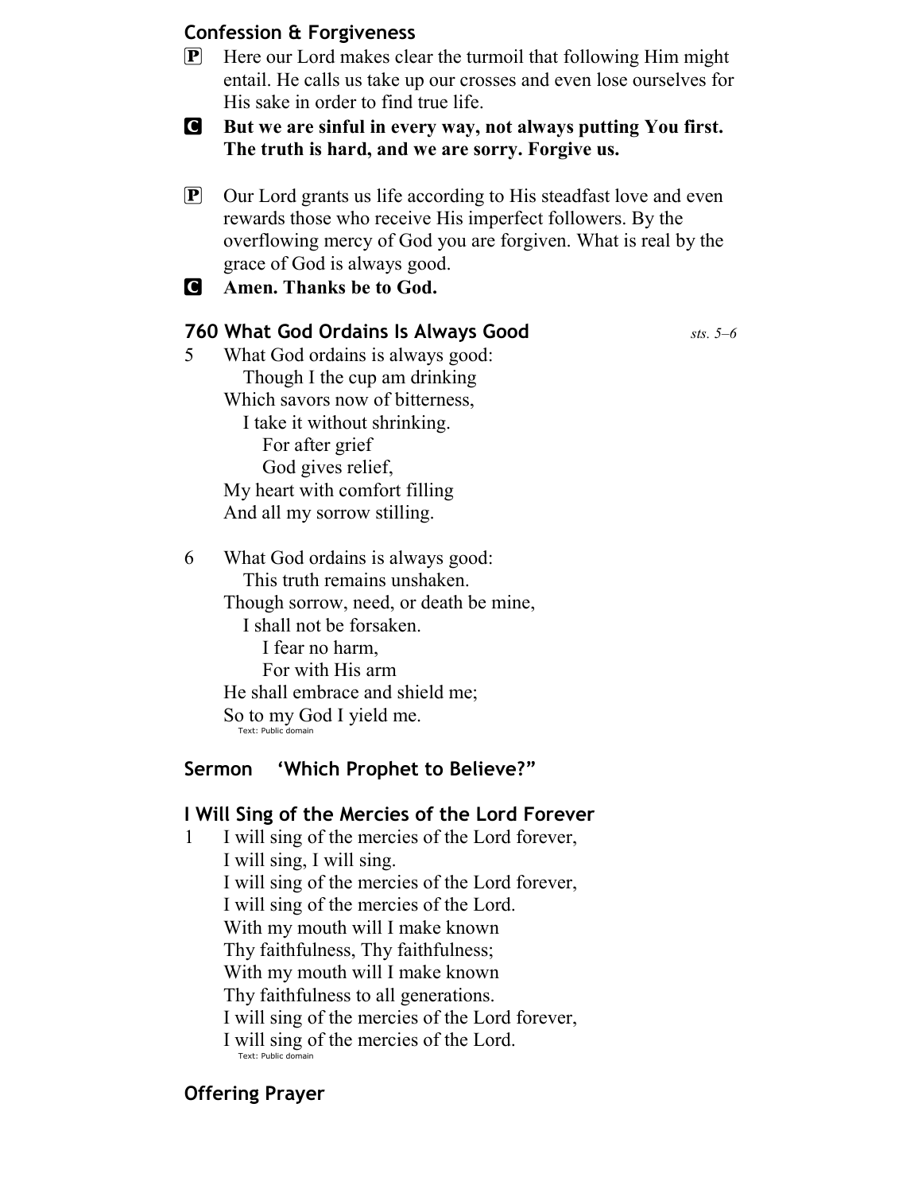## Confession & Forgiveness

P Here our Lord makes clear the turmoil that following Him might entail. He calls us take up our crosses and even lose ourselves for His sake in order to find true life.

C **But we are sinful in every way, not always putting You first. The truth is hard, and we are sorry. Forgive us.**

P Our Lord grants us life according to His steadfast love and even rewards those who receive His imperfect followers. By the overflowing mercy of God you are forgiven. What is real by the grace of God is always good.

C **Amen. Thanks be to God.**

## 760 What God Ordains Is Always Good

*sts. 5–6*

5 What God ordains is always good:  
Though I the cup am drinking  
Which savors now of bitterness,  
I take it without shrinking.  
For after grief  
God gives relief,  
My heart with comfort filling  
And all my sorrow stilling.

6 What God ordains is always good:  
This truth remains unshaken.  
Though sorrow, need, or death be mine,  
I shall not be forsaken.  
I fear no harm,  
For with His arm  
He shall embrace and shield me;  
So to my God I yield me.

Text: Public domain

## Sermon 'Which Prophet to Believe?"

## I Will Sing of the Mercies of the Lord Forever

1 I will sing of the mercies of the Lord forever,  
I will sing, I will sing.  
I will sing of the mercies of the Lord forever,  
I will sing of the mercies of the Lord.  
With my mouth will I make known  
Thy faithfulness, Thy faithfulness;  
With my mouth will I make known  
Thy faithfulness to all generations.  
I will sing of the mercies of the Lord forever,  
I will sing of the mercies of the Lord.

Text: Public domain

## Offering Prayer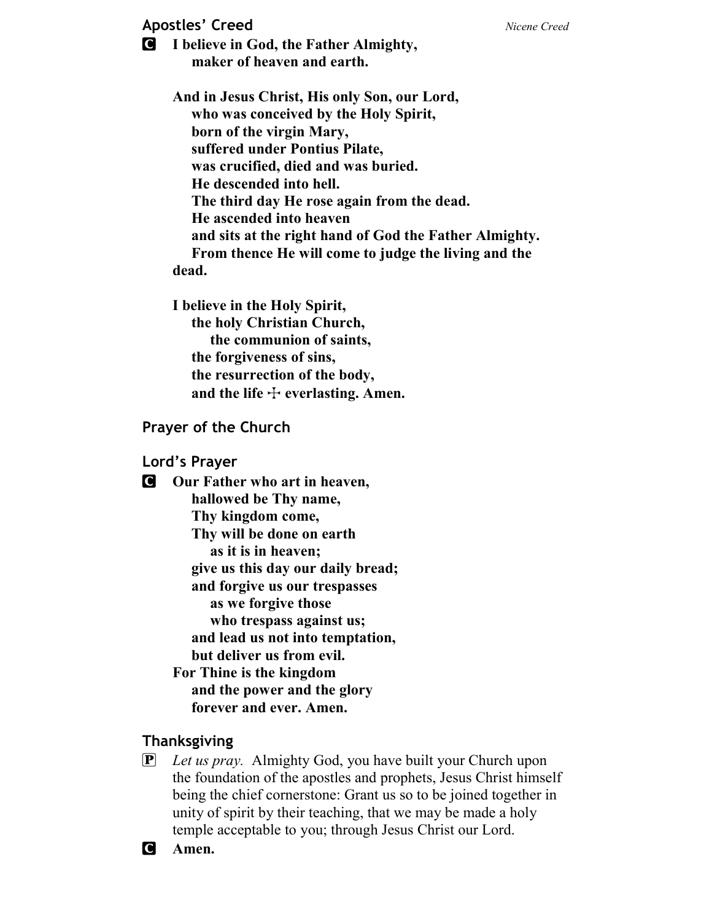## Apostles' Creed

*Nicene Creed*

**C** **I believe in God, the Father Almighty,**
**maker of heaven and earth.**

**And in Jesus Christ, His only Son, our Lord,**
**who was conceived by the Holy Spirit,**
**born of the virgin Mary,**
**suffered under Pontius Pilate,**
**was crucified, died and was buried.**
**He descended into hell.**
**The third day He rose again from the dead.**
**He ascended into heaven**
**and sits at the right hand of God the Father Almighty.**
**From thence He will come to judge the living and the dead.**

**I believe in the Holy Spirit,**
**the holy Christian Church,**
**the communion of saints,**
**the forgiveness of sins,**
**the resurrection of the body,**
**and the life ☩ everlasting. Amen.**

## Prayer of the Church

## Lord's Prayer

**C** **Our Father who art in heaven,**
**hallowed be Thy name,**
**Thy kingdom come,**
**Thy will be done on earth**
**as it is in heaven;**
**give us this day our daily bread;**
**and forgive us our trespasses**
**as we forgive those**
**who trespass against us;**
**and lead us not into temptation,**
**but deliver us from evil.**
**For Thine is the kingdom**
**and the power and the glory**
**forever and ever. Amen.**

## Thanksgiving

**P** *Let us pray.* Almighty God, you have built your Church upon the foundation of the apostles and prophets, Jesus Christ himself being the chief cornerstone: Grant us so to be joined together in unity of spirit by their teaching, that we may be made a holy temple acceptable to you; through Jesus Christ our Lord.

**C** **Amen.**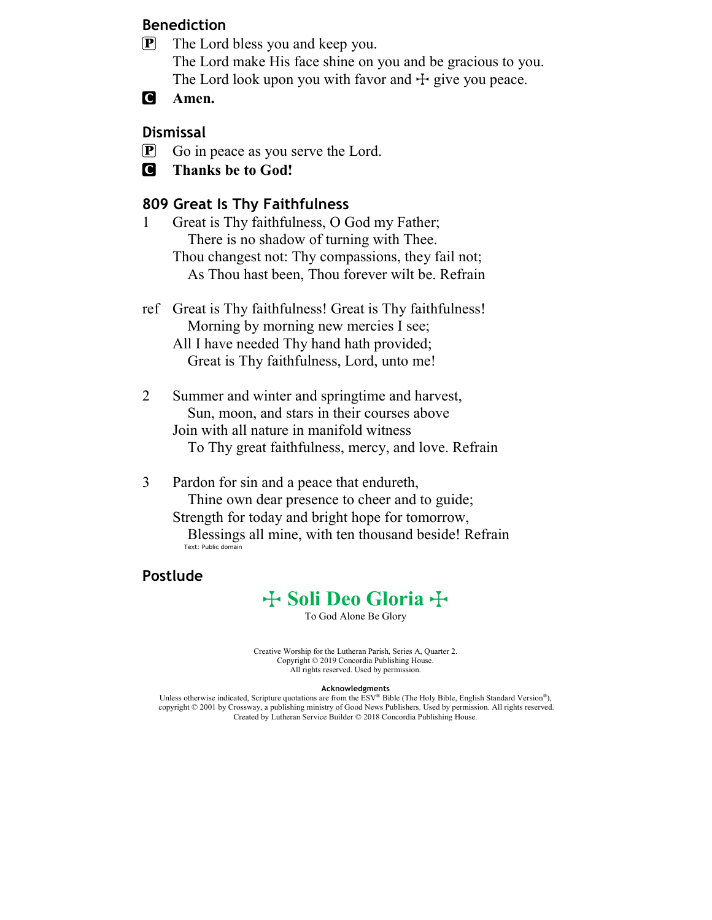## Benediction

P The Lord bless you and keep you.
The Lord make His face shine on you and be gracious to you.
The Lord look upon you with favor and ☩ give you peace.

C **Amen.**

## Dismissal

P Go in peace as you serve the Lord.

C **Thanks be to God!**

## 809 Great Is Thy Faithfulness

1 Great is Thy faithfulness, O God my Father;
There is no shadow of turning with Thee.
Thou changest not: Thy compassions, they fail not;
As Thou hast been, Thou forever wilt be. Refrain

ref Great is Thy faithfulness! Great is Thy faithfulness!
Morning by morning new mercies I see;
All I have needed Thy hand hath provided;
Great is Thy faithfulness, Lord, unto me!

2 Summer and winter and springtime and harvest,
Sun, moon, and stars in their courses above
Join with all nature in manifold witness
To Thy great faithfulness, mercy, and love. Refrain

3 Pardon for sin and a peace that endureth,
Thine own dear presence to cheer and to guide;
Strength for today and bright hope for tomorrow,
Blessings all mine, with ten thousand beside! Refrain

Text: Public domain

## Postlude

**☩ Soli Deo Gloria ☩**

To God Alone Be Glory

Creative Worship for the Lutheran Parish, Series A, Quarter 2.
Copyright © 2019 Concordia Publishing House.
All rights reserved. Used by permission.

**Acknowledgments**

Unless otherwise indicated, Scripture quotations are from the ESV® Bible (The Holy Bible, English Standard Version®), copyright © 2001 by Crossway, a publishing ministry of Good News Publishers. Used by permission. All rights reserved.
Created by Lutheran Service Builder © 2018 Concordia Publishing House.